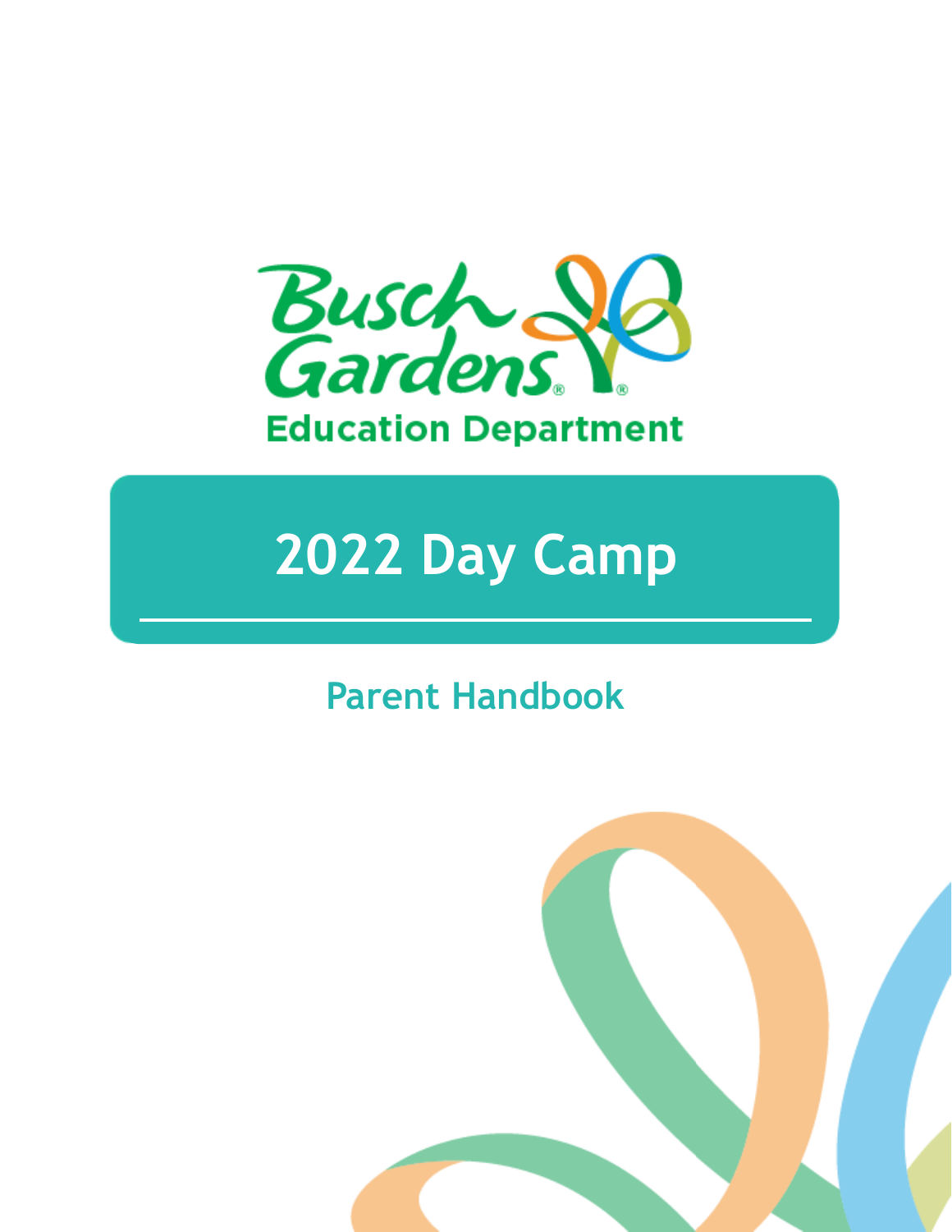Busch Gardens®

Education Department

# 2022 Day Camp

## Parent Handbook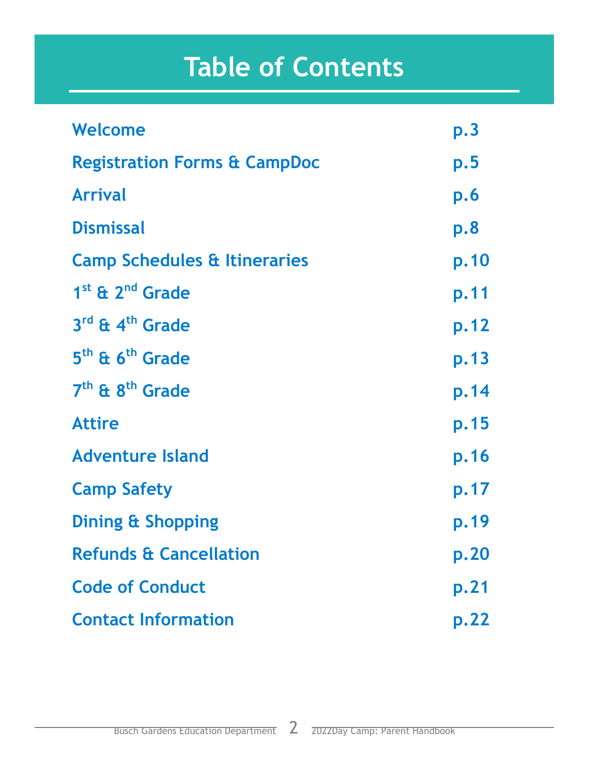# Table of Contents

| | |
|---|---|
| Welcome | p.3 |
| Registration Forms & CampDoc | p.5 |
| Arrival | p.6 |
| Dismissal | p.8 |
| Camp Schedules & Itineraries | p.10 |
| 1st & 2nd Grade | p.11 |
| 3rd & 4th Grade | p.12 |
| 5th & 6th Grade | p.13 |
| 7th & 8th Grade | p.14 |
| Attire | p.15 |
| Adventure Island | p.16 |
| Camp Safety | p.17 |
| Dining & Shopping | p.19 |
| Refunds & Cancellation | p.20 |
| Code of Conduct | p.21 |
| Contact Information | p.22 |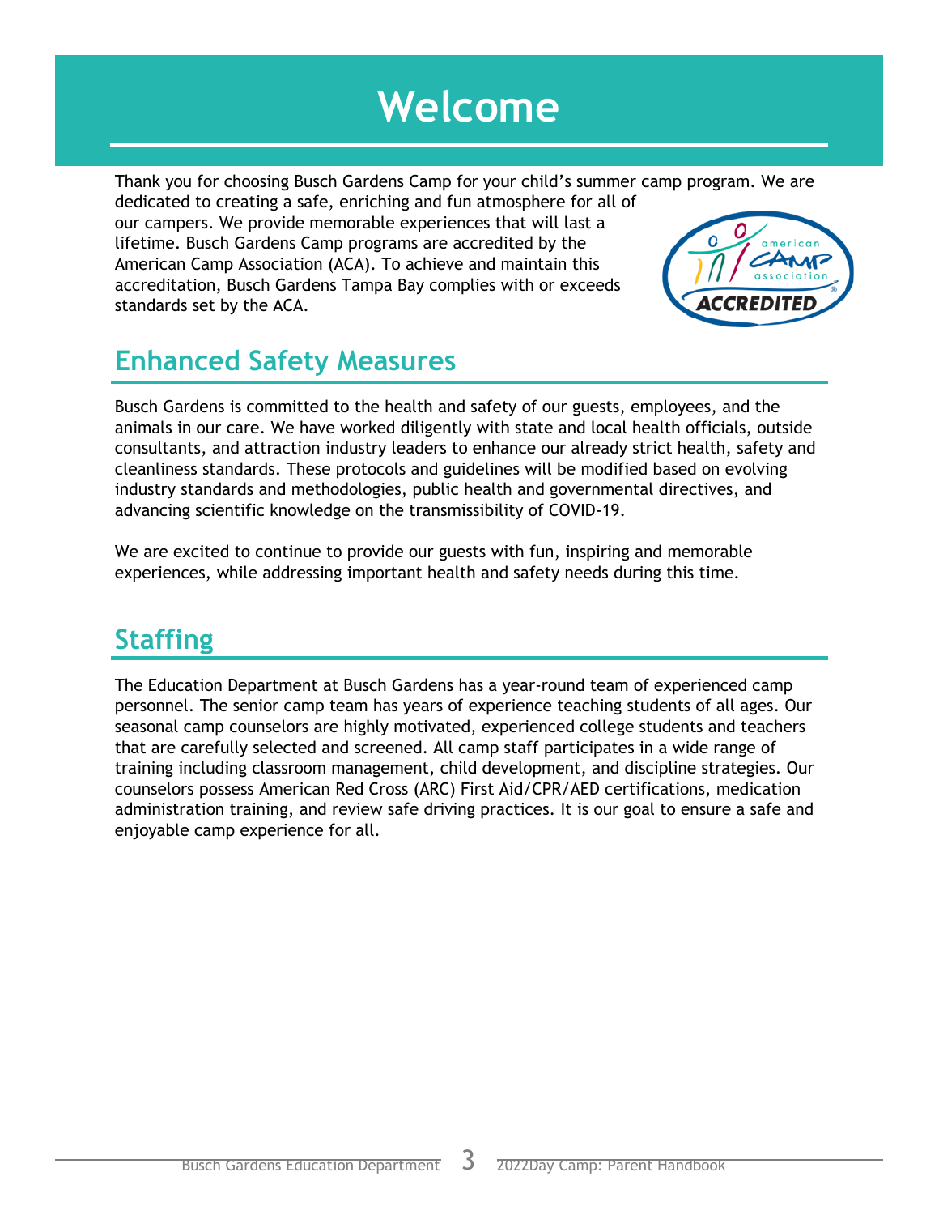# Welcome

Thank you for choosing Busch Gardens Camp for your child's summer camp program. We are dedicated to creating a safe, enriching and fun atmosphere for all of our campers. We provide memorable experiences that will last a lifetime. Busch Gardens Camp programs are accredited by the American Camp Association (ACA). To achieve and maintain this accreditation, Busch Gardens Tampa Bay complies with or exceeds standards set by the ACA.

## Enhanced Safety Measures

Busch Gardens is committed to the health and safety of our guests, employees, and the animals in our care. We have worked diligently with state and local health officials, outside consultants, and attraction industry leaders to enhance our already strict health, safety and cleanliness standards. These protocols and guidelines will be modified based on evolving industry standards and methodologies, public health and governmental directives, and advancing scientific knowledge on the transmissibility of COVID-19.

We are excited to continue to provide our guests with fun, inspiring and memorable experiences, while addressing important health and safety needs during this time.

## Staffing

The Education Department at Busch Gardens has a year-round team of experienced camp personnel. The senior camp team has years of experience teaching students of all ages. Our seasonal camp counselors are highly motivated, experienced college students and teachers that are carefully selected and screened. All camp staff participates in a wide range of training including classroom management, child development, and discipline strategies. Our counselors possess American Red Cross (ARC) First Aid/CPR/AED certifications, medication administration training, and review safe driving practices. It is our goal to ensure a safe and enjoyable camp experience for all.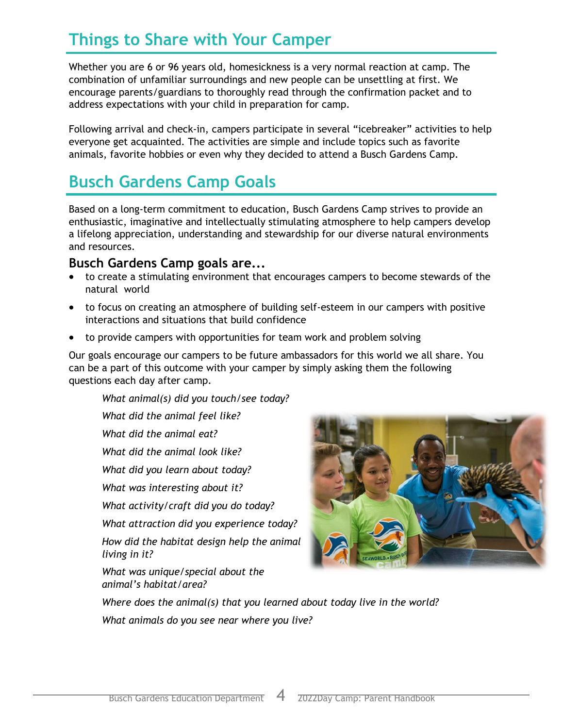## Things to Share with Your Camper

Whether you are 6 or 96 years old, homesickness is a very normal reaction at camp. The combination of unfamiliar surroundings and new people can be unsettling at first. We encourage parents/guardians to thoroughly read through the confirmation packet and to address expectations with your child in preparation for camp.

Following arrival and check-in, campers participate in several "icebreaker" activities to help everyone get acquainted. The activities are simple and include topics such as favorite animals, favorite hobbies or even why they decided to attend a Busch Gardens Camp.

## Busch Gardens Camp Goals

Based on a long-term commitment to education, Busch Gardens Camp strives to provide an enthusiastic, imaginative and intellectually stimulating atmosphere to help campers develop a lifelong appreciation, understanding and stewardship for our diverse natural environments and resources.

### Busch Gardens Camp goals are...

- to create a stimulating environment that encourages campers to become stewards of the natural world
- to focus on creating an atmosphere of building self-esteem in our campers with positive interactions and situations that build confidence
- to provide campers with opportunities for team work and problem solving

Our goals encourage our campers to be future ambassadors for this world we all share. You can be a part of this outcome with your camper by simply asking them the following questions each day after camp.

*What animal(s) did you touch/see today?*

*What did the animal feel like?*

*What did the animal eat?*

*What did the animal look like?*

*What did you learn about today?*

*What was interesting about it?*

*What activity/craft did you do today?*

*What attraction did you experience today?*

*How did the habitat design help the animal living in it?*

*What was unique/special about the animal's habitat/area?*

*Where does the animal(s) that you learned about today live in the world?*

*What animals do you see near where you live?*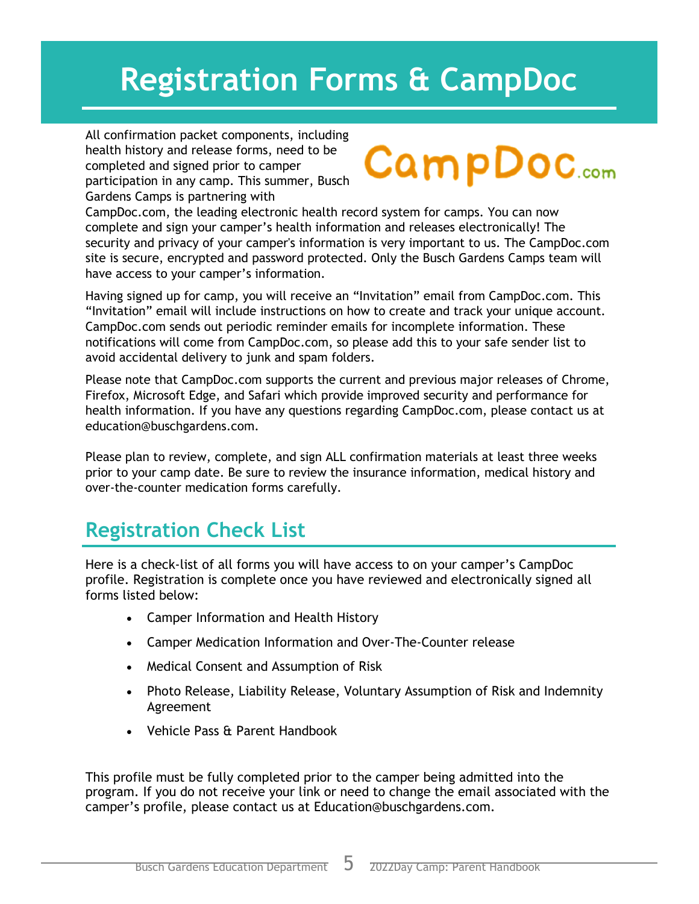# Registration Forms & CampDoc

All confirmation packet components, including health history and release forms, need to be completed and signed prior to camper participation in any camp. This summer, Busch Gardens Camps is partnering with CampDoc.com, the leading electronic health record system for camps. You can now complete and sign your camper's health information and releases electronically! The security and privacy of your camper's information is very important to us. The CampDoc.com site is secure, encrypted and password protected. Only the Busch Gardens Camps team will have access to your camper's information.

Having signed up for camp, you will receive an "Invitation" email from CampDoc.com. This "Invitation" email will include instructions on how to create and track your unique account. CampDoc.com sends out periodic reminder emails for incomplete information. These notifications will come from CampDoc.com, so please add this to your safe sender list to avoid accidental delivery to junk and spam folders.

Please note that CampDoc.com supports the current and previous major releases of Chrome, Firefox, Microsoft Edge, and Safari which provide improved security and performance for health information. If you have any questions regarding CampDoc.com, please contact us at education@buschgardens.com.

Please plan to review, complete, and sign ALL confirmation materials at least three weeks prior to your camp date. Be sure to review the insurance information, medical history and over-the-counter medication forms carefully.

## Registration Check List

Here is a check-list of all forms you will have access to on your camper's CampDoc profile. Registration is complete once you have reviewed and electronically signed all forms listed below:

- Camper Information and Health History
- Camper Medication Information and Over-The-Counter release
- Medical Consent and Assumption of Risk
- Photo Release, Liability Release, Voluntary Assumption of Risk and Indemnity Agreement
- Vehicle Pass & Parent Handbook

This profile must be fully completed prior to the camper being admitted into the program. If you do not receive your link or need to change the email associated with the camper's profile, please contact us at Education@buschgardens.com.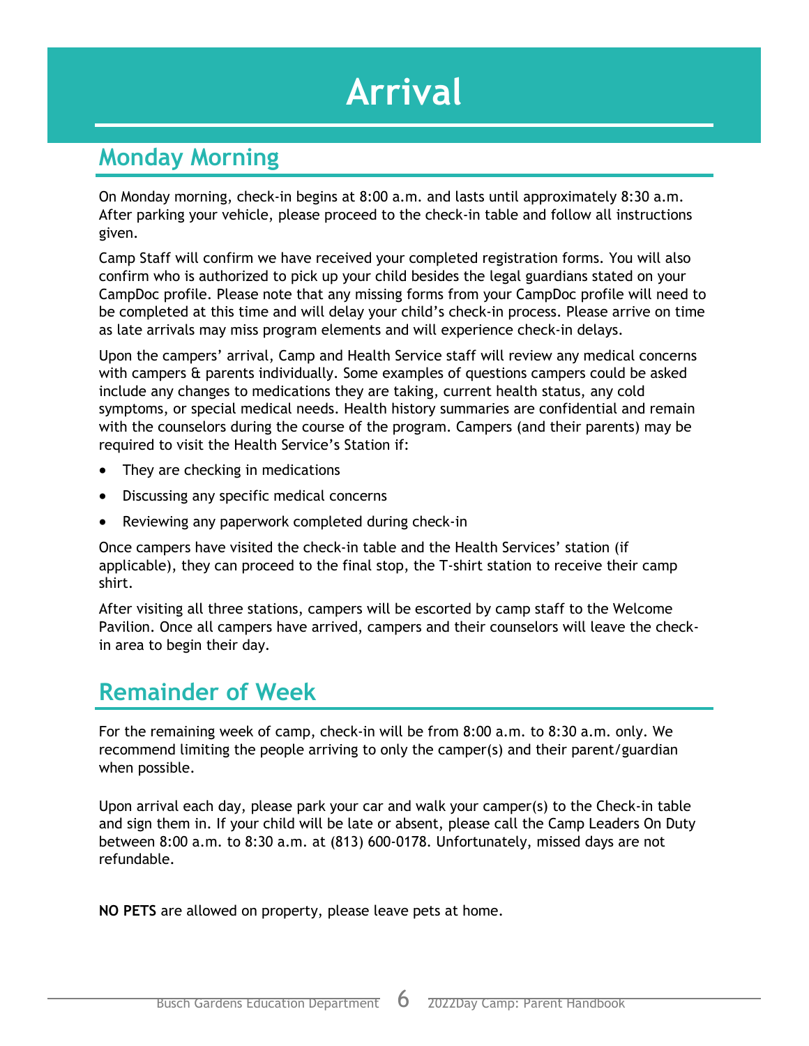# Arrival

## Monday Morning

On Monday morning, check-in begins at 8:00 a.m. and lasts until approximately 8:30 a.m. After parking your vehicle, please proceed to the check-in table and follow all instructions given.

Camp Staff will confirm we have received your completed registration forms. You will also confirm who is authorized to pick up your child besides the legal guardians stated on your CampDoc profile. Please note that any missing forms from your CampDoc profile will need to be completed at this time and will delay your child's check-in process. Please arrive on time as late arrivals may miss program elements and will experience check-in delays.

Upon the campers' arrival, Camp and Health Service staff will review any medical concerns with campers & parents individually. Some examples of questions campers could be asked include any changes to medications they are taking, current health status, any cold symptoms, or special medical needs. Health history summaries are confidential and remain with the counselors during the course of the program. Campers (and their parents) may be required to visit the Health Service's Station if:

- They are checking in medications
- Discussing any specific medical concerns
- Reviewing any paperwork completed during check-in

Once campers have visited the check-in table and the Health Services' station (if applicable), they can proceed to the final stop, the T-shirt station to receive their camp shirt.

After visiting all three stations, campers will be escorted by camp staff to the Welcome Pavilion. Once all campers have arrived, campers and their counselors will leave the check-in area to begin their day.

## Remainder of Week

For the remaining week of camp, check-in will be from 8:00 a.m. to 8:30 a.m. only. We recommend limiting the people arriving to only the camper(s) and their parent/guardian when possible.

Upon arrival each day, please park your car and walk your camper(s) to the Check-in table and sign them in. If your child will be late or absent, please call the Camp Leaders On Duty between 8:00 a.m. to 8:30 a.m. at (813) 600-0178. Unfortunately, missed days are not refundable.

**NO PETS** are allowed on property, please leave pets at home.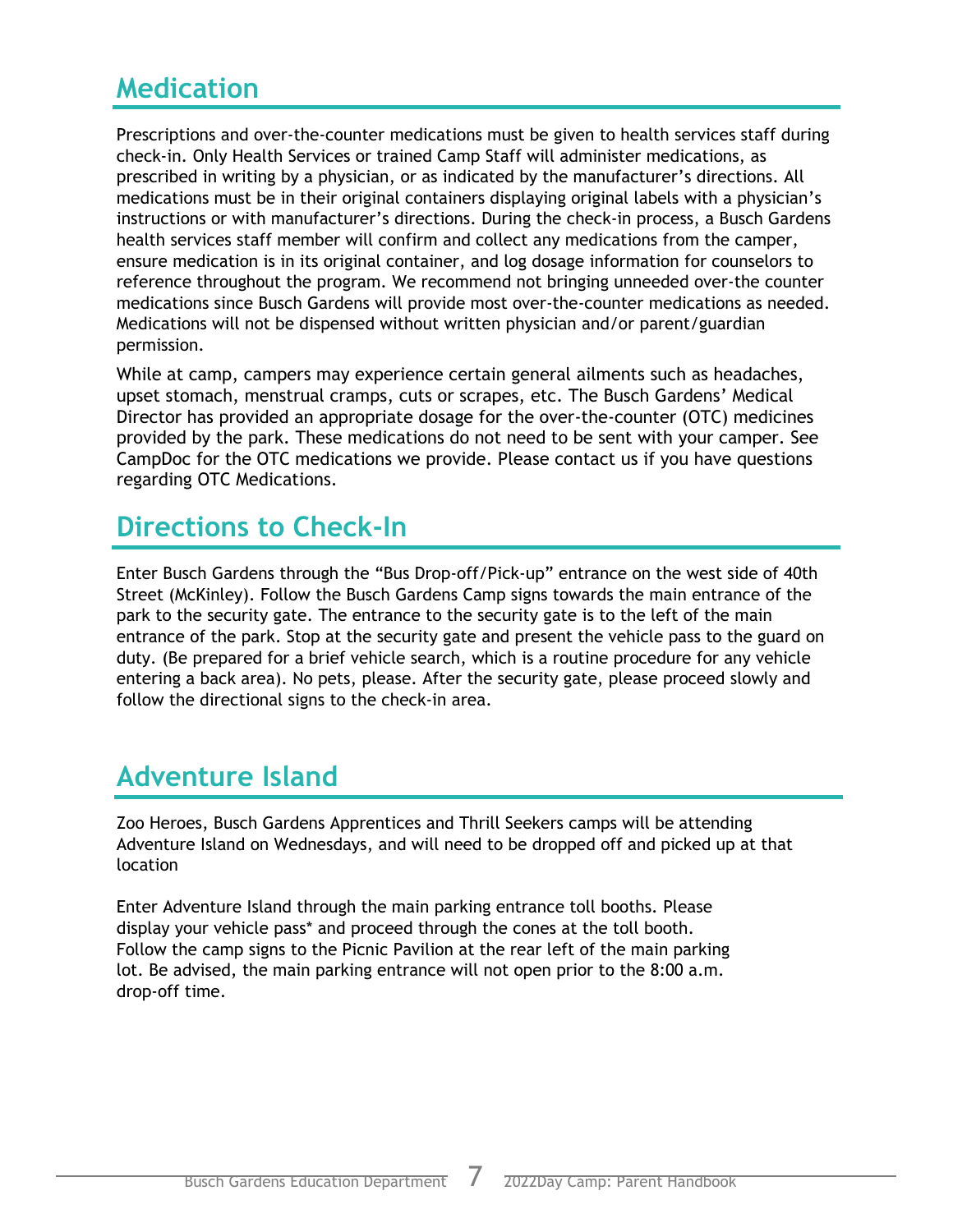## Medication

Prescriptions and over-the-counter medications must be given to health services staff during check-in. Only Health Services or trained Camp Staff will administer medications, as prescribed in writing by a physician, or as indicated by the manufacturer's directions. All medications must be in their original containers displaying original labels with a physician's instructions or with manufacturer's directions. During the check-in process, a Busch Gardens health services staff member will confirm and collect any medications from the camper, ensure medication is in its original container, and log dosage information for counselors to reference throughout the program. We recommend not bringing unneeded over-the counter medications since Busch Gardens will provide most over-the-counter medications as needed. Medications will not be dispensed without written physician and/or parent/guardian permission.

While at camp, campers may experience certain general ailments such as headaches, upset stomach, menstrual cramps, cuts or scrapes, etc. The Busch Gardens' Medical Director has provided an appropriate dosage for the over-the-counter (OTC) medicines provided by the park. These medications do not need to be sent with your camper. See CampDoc for the OTC medications we provide. Please contact us if you have questions regarding OTC Medications.

## Directions to Check-In

Enter Busch Gardens through the "Bus Drop-off/Pick-up" entrance on the west side of 40th Street (McKinley). Follow the Busch Gardens Camp signs towards the main entrance of the park to the security gate. The entrance to the security gate is to the left of the main entrance of the park. Stop at the security gate and present the vehicle pass to the guard on duty. (Be prepared for a brief vehicle search, which is a routine procedure for any vehicle entering a back area). No pets, please. After the security gate, please proceed slowly and follow the directional signs to the check-in area.

## Adventure Island

Zoo Heroes, Busch Gardens Apprentices and Thrill Seekers camps will be attending Adventure Island on Wednesdays, and will need to be dropped off and picked up at that location

Enter Adventure Island through the main parking entrance toll booths. Please display your vehicle pass* and proceed through the cones at the toll booth. Follow the camp signs to the Picnic Pavilion at the rear left of the main parking lot. Be advised, the main parking entrance will not open prior to the 8:00 a.m. drop-off time.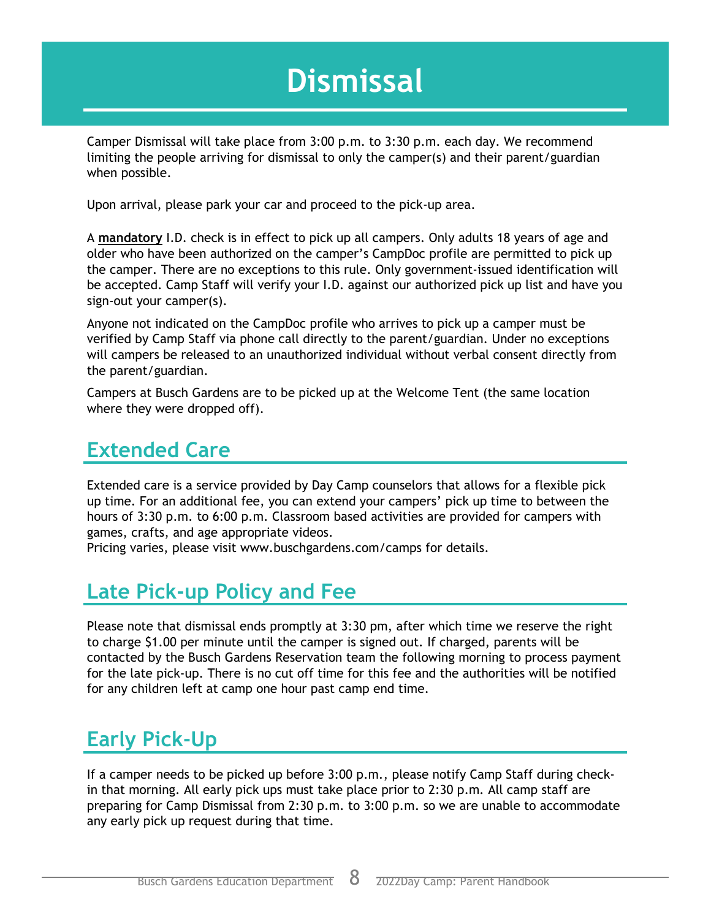# Dismissal

Camper Dismissal will take place from 3:00 p.m. to 3:30 p.m. each day. We recommend limiting the people arriving for dismissal to only the camper(s) and their parent/guardian when possible.

Upon arrival, please park your car and proceed to the pick-up area.

A **mandatory** I.D. check is in effect to pick up all campers. Only adults 18 years of age and older who have been authorized on the camper's CampDoc profile are permitted to pick up the camper. There are no exceptions to this rule. Only government-issued identification will be accepted. Camp Staff will verify your I.D. against our authorized pick up list and have you sign-out your camper(s).

Anyone not indicated on the CampDoc profile who arrives to pick up a camper must be verified by Camp Staff via phone call directly to the parent/guardian. Under no exceptions will campers be released to an unauthorized individual without verbal consent directly from the parent/guardian.

Campers at Busch Gardens are to be picked up at the Welcome Tent (the same location where they were dropped off).

## Extended Care

Extended care is a service provided by Day Camp counselors that allows for a flexible pick up time. For an additional fee, you can extend your campers' pick up time to between the hours of 3:30 p.m. to 6:00 p.m. Classroom based activities are provided for campers with games, crafts, and age appropriate videos.
Pricing varies, please visit www.buschgardens.com/camps for details.

## Late Pick-up Policy and Fee

Please note that dismissal ends promptly at 3:30 pm, after which time we reserve the right to charge $1.00 per minute until the camper is signed out. If charged, parents will be contacted by the Busch Gardens Reservation team the following morning to process payment for the late pick-up. There is no cut off time for this fee and the authorities will be notified for any children left at camp one hour past camp end time.

## Early Pick-Up

If a camper needs to be picked up before 3:00 p.m., please notify Camp Staff during check-in that morning. All early pick ups must take place prior to 2:30 p.m. All camp staff are preparing for Camp Dismissal from 2:30 p.m. to 3:00 p.m. so we are unable to accommodate any early pick up request during that time.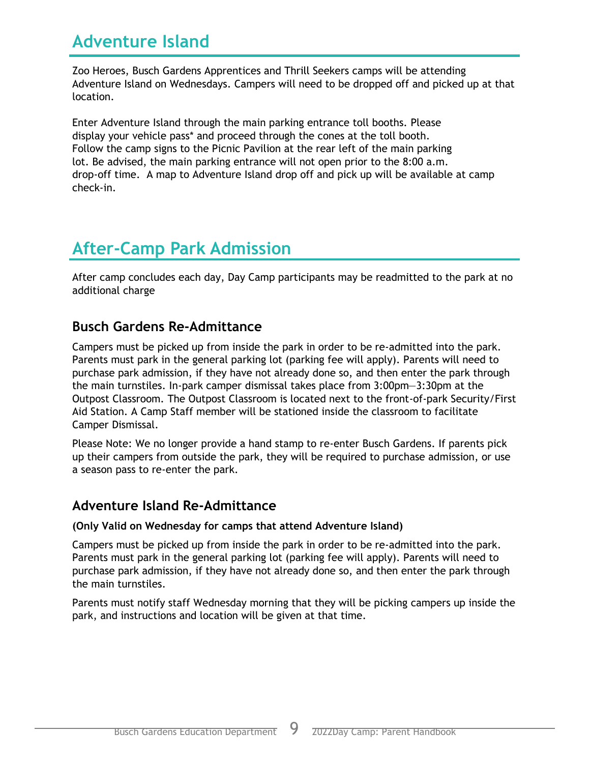# Adventure Island

Zoo Heroes, Busch Gardens Apprentices and Thrill Seekers camps will be attending Adventure Island on Wednesdays. Campers will need to be dropped off and picked up at that location.

Enter Adventure Island through the main parking entrance toll booths. Please display your vehicle pass* and proceed through the cones at the toll booth. Follow the camp signs to the Picnic Pavilion at the rear left of the main parking lot. Be advised, the main parking entrance will not open prior to the 8:00 a.m. drop-off time. A map to Adventure Island drop off and pick up will be available at camp check-in.

# After-Camp Park Admission

After camp concludes each day, Day Camp participants may be readmitted to the park at no additional charge

## Busch Gardens Re-Admittance

Campers must be picked up from inside the park in order to be re-admitted into the park. Parents must park in the general parking lot (parking fee will apply). Parents will need to purchase park admission, if they have not already done so, and then enter the park through the main turnstiles. In-park camper dismissal takes place from 3:00pm—3:30pm at the Outpost Classroom. The Outpost Classroom is located next to the front-of-park Security/First Aid Station. A Camp Staff member will be stationed inside the classroom to facilitate Camper Dismissal.

Please Note: We no longer provide a hand stamp to re-enter Busch Gardens. If parents pick up their campers from outside the park, they will be required to purchase admission, or use a season pass to re-enter the park.

## Adventure Island Re-Admittance

**(Only Valid on Wednesday for camps that attend Adventure Island)**

Campers must be picked up from inside the park in order to be re-admitted into the park. Parents must park in the general parking lot (parking fee will apply). Parents will need to purchase park admission, if they have not already done so, and then enter the park through the main turnstiles.

Parents must notify staff Wednesday morning that they will be picking campers up inside the park, and instructions and location will be given at that time.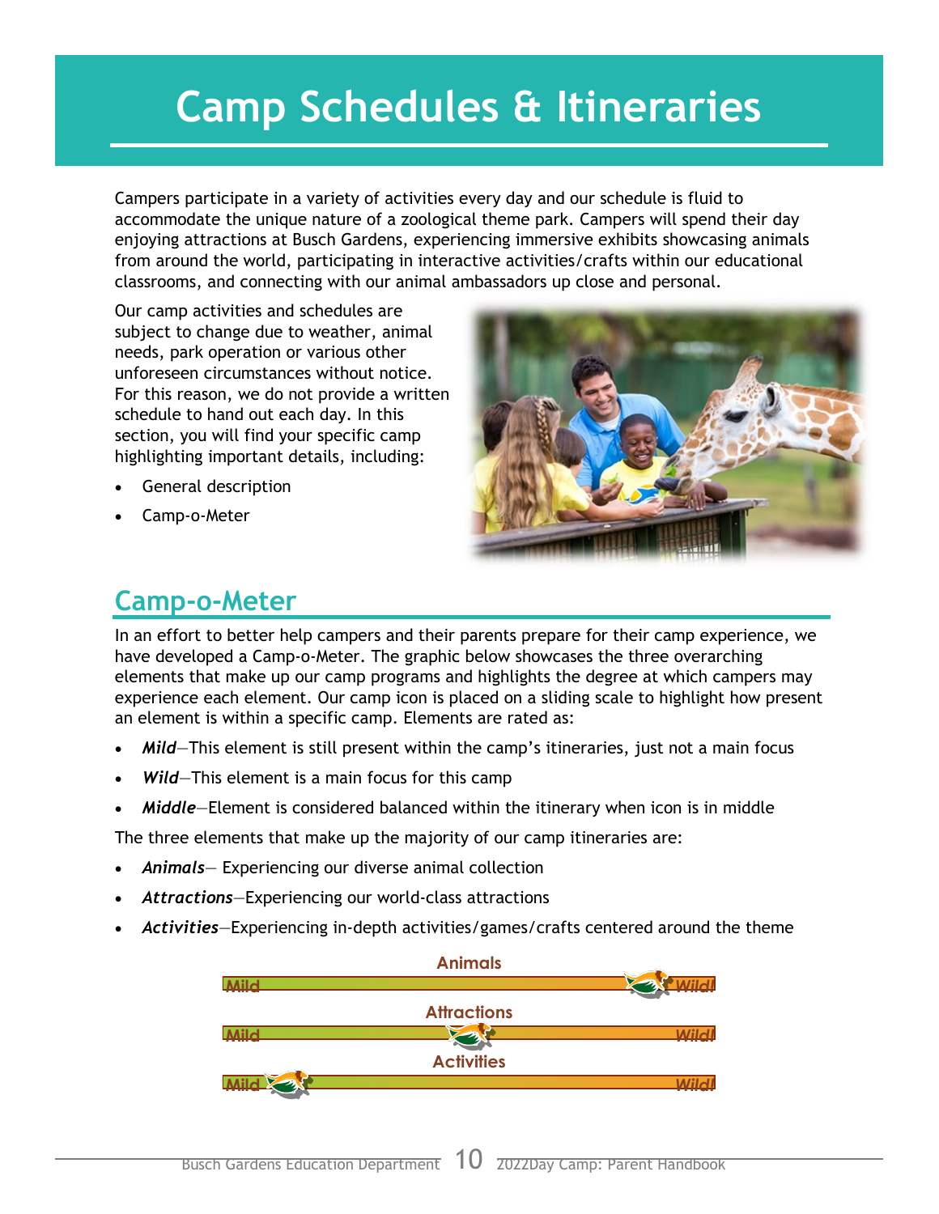# Camp Schedules & Itineraries

Campers participate in a variety of activities every day and our schedule is fluid to accommodate the unique nature of a zoological theme park. Campers will spend their day enjoying attractions at Busch Gardens, experiencing immersive exhibits showcasing animals from around the world, participating in interactive activities/crafts within our educational classrooms, and connecting with our animal ambassadors up close and personal.

Our camp activities and schedules are subject to change due to weather, animal needs, park operation or various other unforeseen circumstances without notice. For this reason, we do not provide a written schedule to hand out each day. In this section, you will find your specific camp highlighting important details, including:

- General description
- Camp-o-Meter

## Camp-o-Meter

In an effort to better help campers and their parents prepare for their camp experience, we have developed a Camp-o-Meter. The graphic below showcases the three overarching elements that make up our camp programs and highlights the degree at which campers may experience each element. Our camp icon is placed on a sliding scale to highlight how present an element is within a specific camp. Elements are rated as:

- ***Mild***—This element is still present within the camp's itineraries, just not a main focus
- ***Wild***—This element is a main focus for this camp
- ***Middle***—Element is considered balanced within the itinerary when icon is in middle

The three elements that make up the majority of our camp itineraries are:

- ***Animals***— Experiencing our diverse animal collection
- ***Attractions***—Experiencing our world-class attractions
- ***Activities***—Experiencing in-depth activities/games/crafts centered around the theme

Animals

Mild — Wild!

Attractions

Mild — Wild!

Activities

Mild — Wild!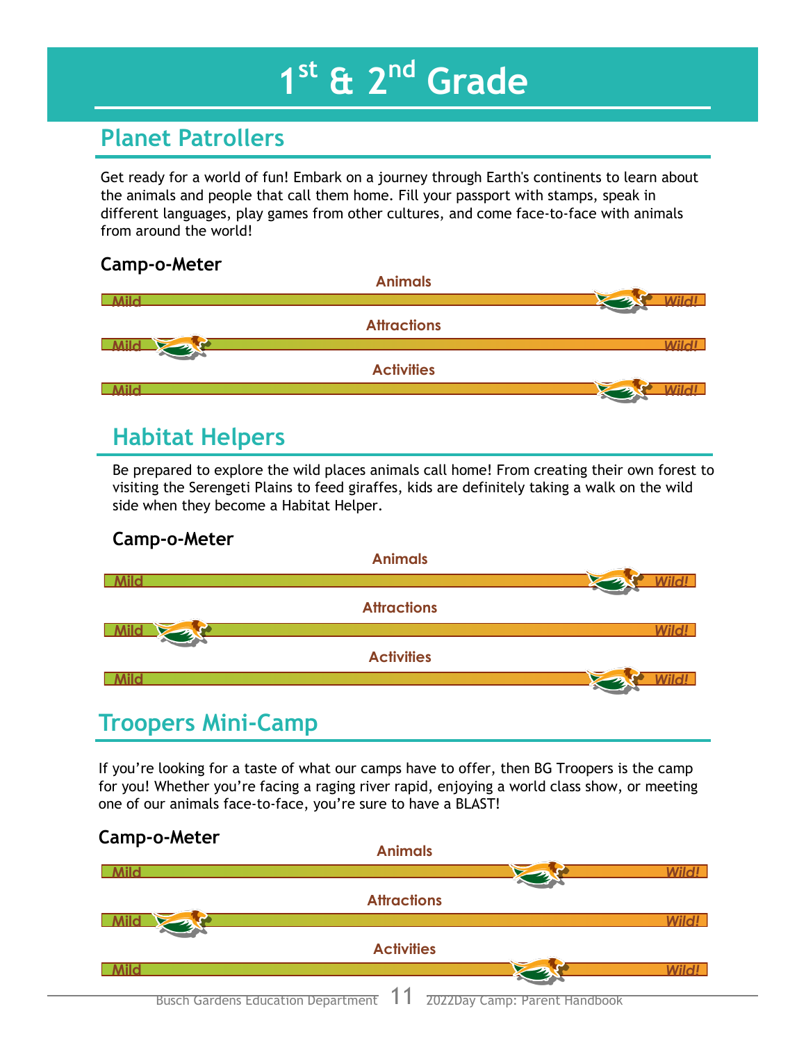# 1st & 2nd Grade

## Planet Patrollers

Get ready for a world of fun! Embark on a journey through Earth's continents to learn about the animals and people that call them home. Fill your passport with stamps, speak in different languages, play games from other cultures, and come face-to-face with animals from around the world!

### Camp-o-Meter

Animals

Mild — Wild!

Attractions

Mild — Wild!

Activities

Mild — Wild!

## Habitat Helpers

Be prepared to explore the wild places animals call home! From creating their own forest to visiting the Serengeti Plains to feed giraffes, kids are definitely taking a walk on the wild side when they become a Habitat Helper.

### Camp-o-Meter

Animals

Mild — Wild!

Attractions

Mild — Wild!

Activities

Mild — Wild!

## Troopers Mini-Camp

If you're looking for a taste of what our camps have to offer, then BG Troopers is the camp for you! Whether you're facing a raging river rapid, enjoying a world class show, or meeting one of our animals face-to-face, you're sure to have a BLAST!

### Camp-o-Meter

Animals

Mild — Wild!

Attractions

Mild — Wild!

Activities

Mild — Wild!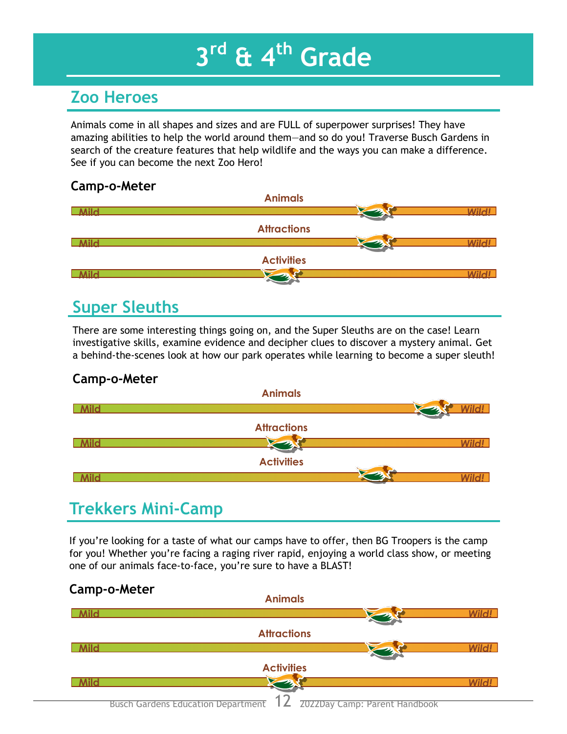# 3rd & 4th Grade

## Zoo Heroes

Animals come in all shapes and sizes and are FULL of superpower surprises! They have amazing abilities to help the world around them—and so do you! Traverse Busch Gardens in search of the creature features that help wildlife and the ways you can make a difference. See if you can become the next Zoo Hero!

### Camp-o-Meter

Animals

Mild Wild!

Attractions

Mild Wild!

Activities

Mild Wild!

## Super Sleuths

There are some interesting things going on, and the Super Sleuths are on the case! Learn investigative skills, examine evidence and decipher clues to discover a mystery animal. Get a behind-the-scenes look at how our park operates while learning to become a super sleuth!

### Camp-o-Meter

Animals

Mild Wild!

Attractions

Mild Wild!

Activities

Mild Wild!

## Trekkers Mini-Camp

If you're looking for a taste of what our camps have to offer, then BG Troopers is the camp for you! Whether you're facing a raging river rapid, enjoying a world class show, or meeting one of our animals face-to-face, you're sure to have a BLAST!

### Camp-o-Meter

Animals

Mild Wild!

Attractions

Mild Wild!

Activities

Mild Wild!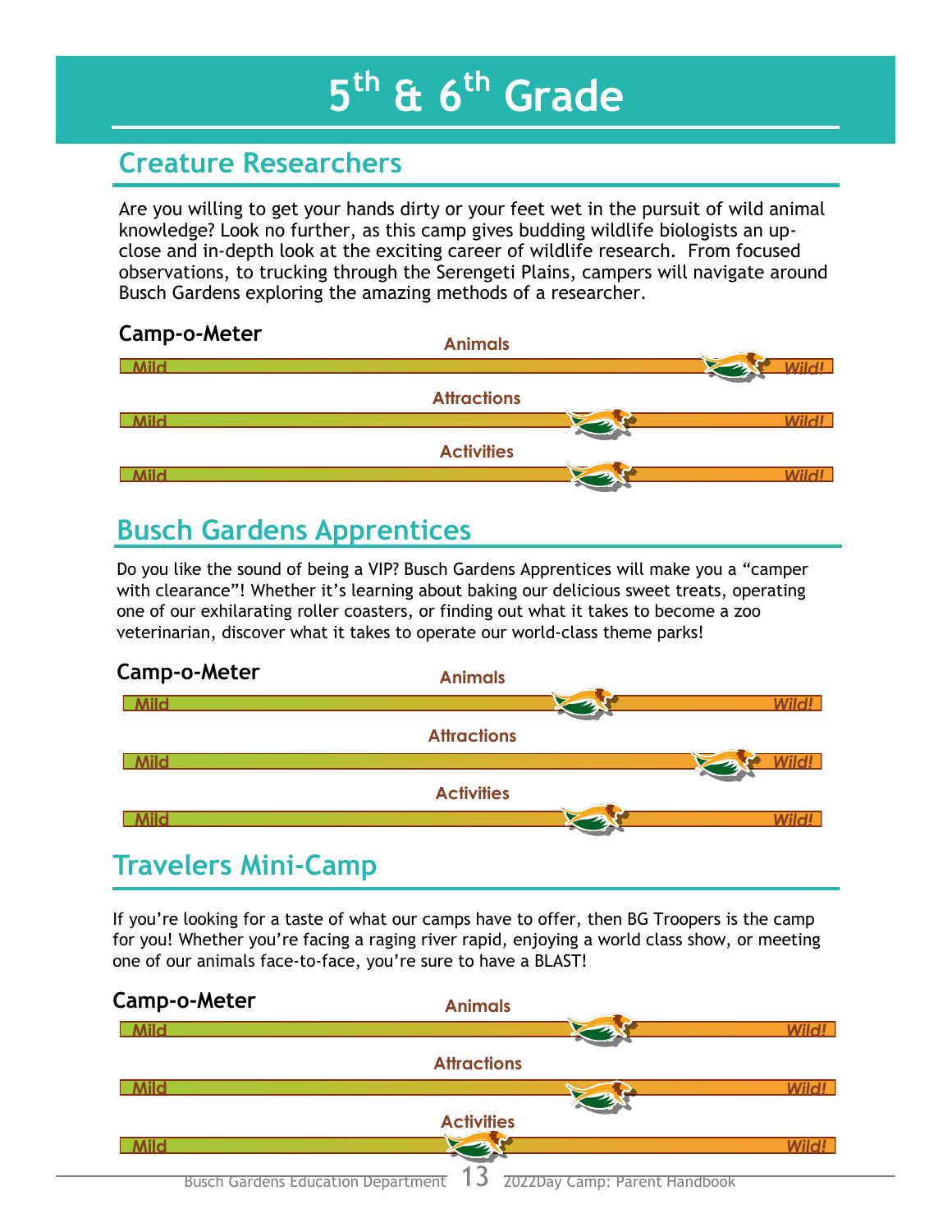# 5th & 6th Grade

## Creature Researchers

Are you willing to get your hands dirty or your feet wet in the pursuit of wild animal knowledge? Look no further, as this camp gives budding wildlife biologists an up-close and in-depth look at the exciting career of wildlife research. From focused observations, to trucking through the Serengeti Plains, campers will navigate around Busch Gardens exploring the amazing methods of a researcher.

**Camp-o-Meter**

Animals

Mild — Wild!

Attractions

Mild — Wild!

Activities

Mild — Wild!

## Busch Gardens Apprentices

Do you like the sound of being a VIP? Busch Gardens Apprentices will make you a "camper with clearance"! Whether it's learning about baking our delicious sweet treats, operating one of our exhilarating roller coasters, or finding out what it takes to become a zoo veterinarian, discover what it takes to operate our world-class theme parks!

**Camp-o-Meter**

Animals

Mild — Wild!

Attractions

Mild — Wild!

Activities

Mild — Wild!

## Travelers Mini-Camp

If you're looking for a taste of what our camps have to offer, then BG Troopers is the camp for you! Whether you're facing a raging river rapid, enjoying a world class show, or meeting one of our animals face-to-face, you're sure to have a BLAST!

**Camp-o-Meter**

Animals

Mild — Wild!

Attractions

Mild — Wild!

Activities

Mild — Wild!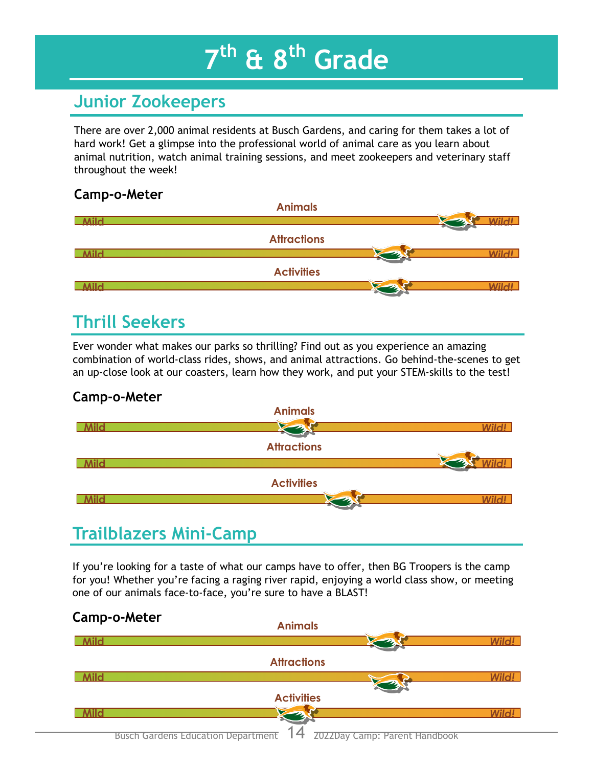# 7th & 8th Grade

## Junior Zookeepers

There are over 2,000 animal residents at Busch Gardens, and caring for them takes a lot of hard work! Get a glimpse into the professional world of animal care as you learn about animal nutrition, watch animal training sessions, and meet zookeepers and veterinary staff throughout the week!

**Camp-o-Meter**

Animals

Mild — Wild!

Attractions

Mild — Wild!

Activities

Mild — Wild!

## Thrill Seekers

Ever wonder what makes our parks so thrilling? Find out as you experience an amazing combination of world-class rides, shows, and animal attractions. Go behind-the-scenes to get an up-close look at our coasters, learn how they work, and put your STEM-skills to the test!

**Camp-o-Meter**

Animals

Mild — Wild!

Attractions

Mild — Wild!

Activities

Mild — Wild!

## Trailblazers Mini-Camp

If you're looking for a taste of what our camps have to offer, then BG Troopers is the camp for you! Whether you're facing a raging river rapid, enjoying a world class show, or meeting one of our animals face-to-face, you're sure to have a BLAST!

**Camp-o-Meter**

Animals

Mild — Wild!

Attractions

Mild — Wild!

Activities

Mild — Wild!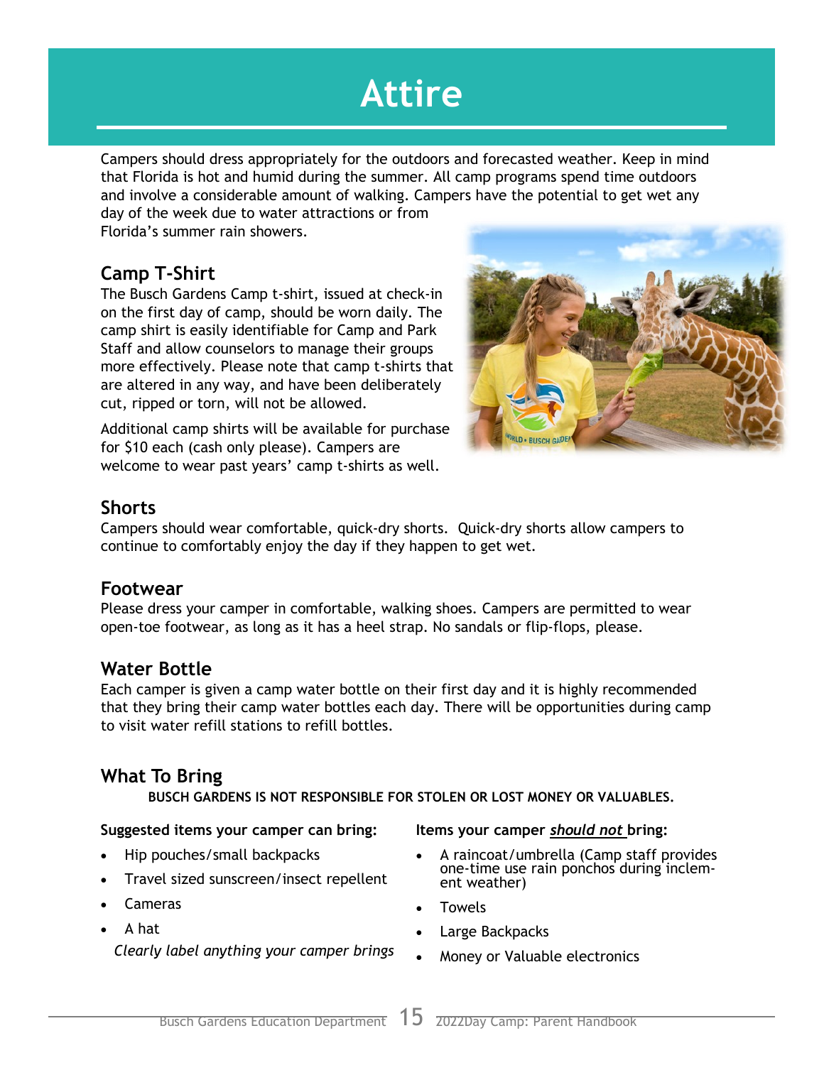# Attire

Campers should dress appropriately for the outdoors and forecasted weather. Keep in mind that Florida is hot and humid during the summer. All camp programs spend time outdoors and involve a considerable amount of walking. Campers have the potential to get wet any day of the week due to water attractions or from Florida's summer rain showers.

## Camp T-Shirt

The Busch Gardens Camp t-shirt, issued at check-in on the first day of camp, should be worn daily. The camp shirt is easily identifiable for Camp and Park Staff and allow counselors to manage their groups more effectively. Please note that camp t-shirts that are altered in any way, and have been deliberately cut, ripped or torn, will not be allowed.

Additional camp shirts will be available for purchase for $10 each (cash only please). Campers are welcome to wear past years' camp t-shirts as well.

## Shorts

Campers should wear comfortable, quick-dry shorts. Quick-dry shorts allow campers to continue to comfortably enjoy the day if they happen to get wet.

## Footwear

Please dress your camper in comfortable, walking shoes. Campers are permitted to wear open-toe footwear, as long as it has a heel strap. No sandals or flip-flops, please.

## Water Bottle

Each camper is given a camp water bottle on their first day and it is highly recommended that they bring their camp water bottles each day. There will be opportunities during camp to visit water refill stations to refill bottles.

## What To Bring

**BUSCH GARDENS IS NOT RESPONSIBLE FOR STOLEN OR LOST MONEY OR VALUABLES.**

**Suggested items your camper can bring:**

- Hip pouches/small backpacks
- Travel sized sunscreen/insect repellent
- Cameras
- A hat

*Clearly label anything your camper brings*

**Items your camper *should not* bring:**

- A raincoat/umbrella (Camp staff provides one-time use rain ponchos during inclement weather)
- Towels
- Large Backpacks
- Money or Valuable electronics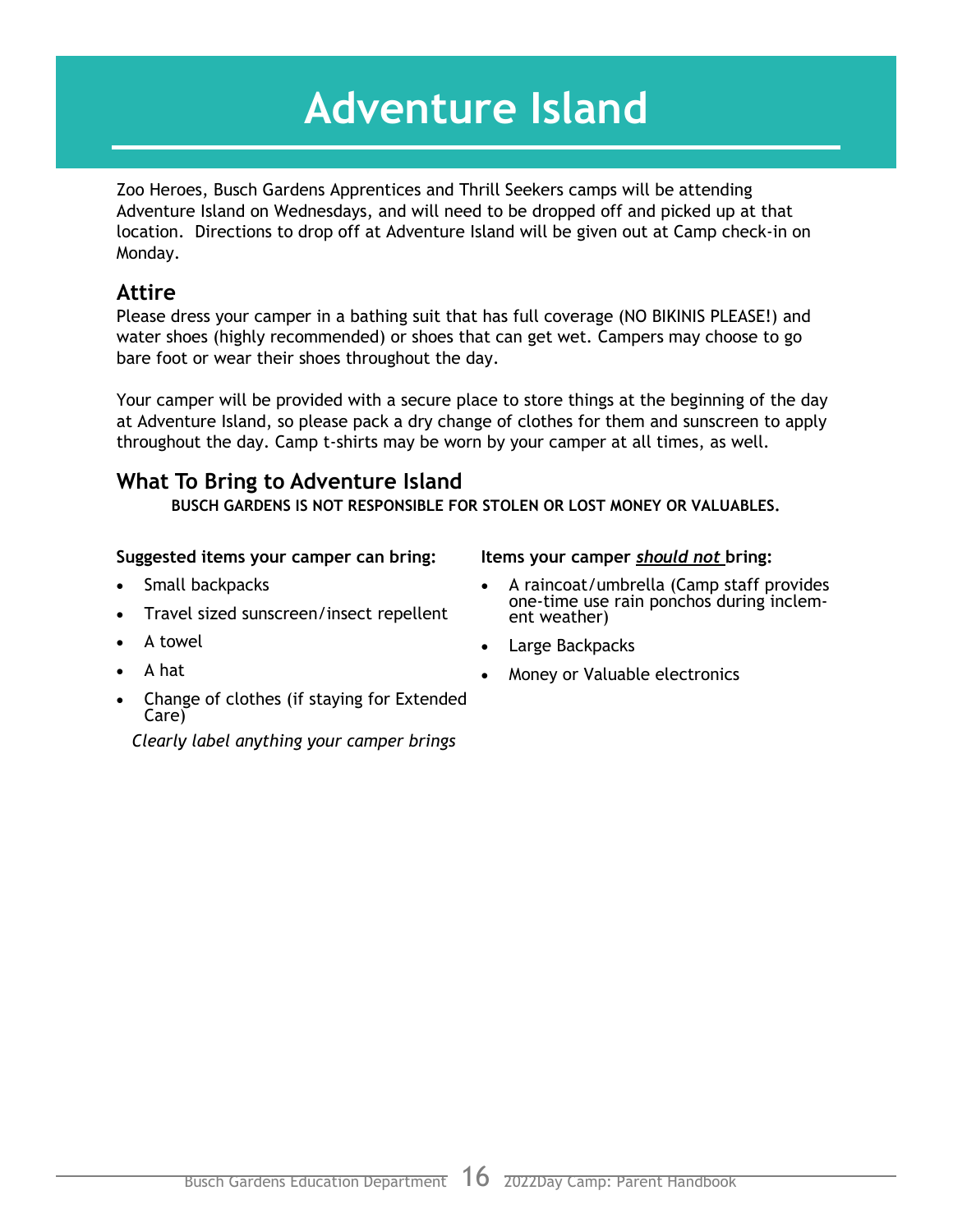# Adventure Island

Zoo Heroes, Busch Gardens Apprentices and Thrill Seekers camps will be attending Adventure Island on Wednesdays, and will need to be dropped off and picked up at that location. Directions to drop off at Adventure Island will be given out at Camp check-in on Monday.

## Attire

Please dress your camper in a bathing suit that has full coverage (NO BIKINIS PLEASE!) and water shoes (highly recommended) or shoes that can get wet. Campers may choose to go bare foot or wear their shoes throughout the day.

Your camper will be provided with a secure place to store things at the beginning of the day at Adventure Island, so please pack a dry change of clothes for them and sunscreen to apply throughout the day. Camp t-shirts may be worn by your camper at all times, as well.

## What To Bring to Adventure Island

**BUSCH GARDENS IS NOT RESPONSIBLE FOR STOLEN OR LOST MONEY OR VALUABLES.**

**Suggested items your camper can bring:**

- Small backpacks
- Travel sized sunscreen/insect repellent
- A towel
- A hat
- Change of clothes (if staying for Extended Care)

*Clearly label anything your camper brings*

**Items your camper *should not* bring:**

- A raincoat/umbrella (Camp staff provides one-time use rain ponchos during inclement weather)
- Large Backpacks
- Money or Valuable electronics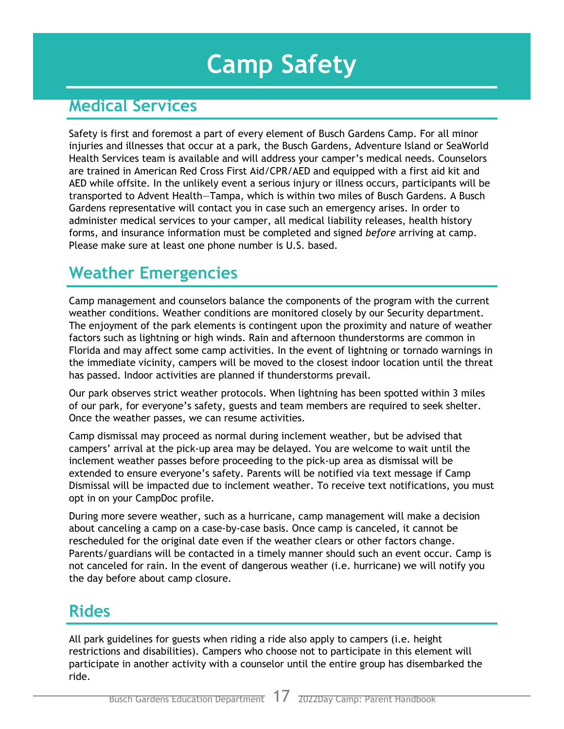# Camp Safety

## Medical Services

Safety is first and foremost a part of every element of Busch Gardens Camp. For all minor injuries and illnesses that occur at a park, the Busch Gardens, Adventure Island or SeaWorld Health Services team is available and will address your camper's medical needs. Counselors are trained in American Red Cross First Aid/CPR/AED and equipped with a first aid kit and AED while offsite. In the unlikely event a serious injury or illness occurs, participants will be transported to Advent Health—Tampa, which is within two miles of Busch Gardens. A Busch Gardens representative will contact you in case such an emergency arises. In order to administer medical services to your camper, all medical liability releases, health history forms, and insurance information must be completed and signed *before* arriving at camp. Please make sure at least one phone number is U.S. based.

## Weather Emergencies

Camp management and counselors balance the components of the program with the current weather conditions. Weather conditions are monitored closely by our Security department. The enjoyment of the park elements is contingent upon the proximity and nature of weather factors such as lightning or high winds. Rain and afternoon thunderstorms are common in Florida and may affect some camp activities. In the event of lightning or tornado warnings in the immediate vicinity, campers will be moved to the closest indoor location until the threat has passed. Indoor activities are planned if thunderstorms prevail.

Our park observes strict weather protocols. When lightning has been spotted within 3 miles of our park, for everyone's safety, guests and team members are required to seek shelter. Once the weather passes, we can resume activities.

Camp dismissal may proceed as normal during inclement weather, but be advised that campers' arrival at the pick-up area may be delayed. You are welcome to wait until the inclement weather passes before proceeding to the pick-up area as dismissal will be extended to ensure everyone's safety. Parents will be notified via text message if Camp Dismissal will be impacted due to inclement weather. To receive text notifications, you must opt in on your CampDoc profile.

During more severe weather, such as a hurricane, camp management will make a decision about canceling a camp on a case-by-case basis. Once camp is canceled, it cannot be rescheduled for the original date even if the weather clears or other factors change. Parents/guardians will be contacted in a timely manner should such an event occur. Camp is not canceled for rain. In the event of dangerous weather (i.e. hurricane) we will notify you the day before about camp closure.

## Rides

All park guidelines for guests when riding a ride also apply to campers (i.e. height restrictions and disabilities). Campers who choose not to participate in this element will participate in another activity with a counselor until the entire group has disembarked the ride.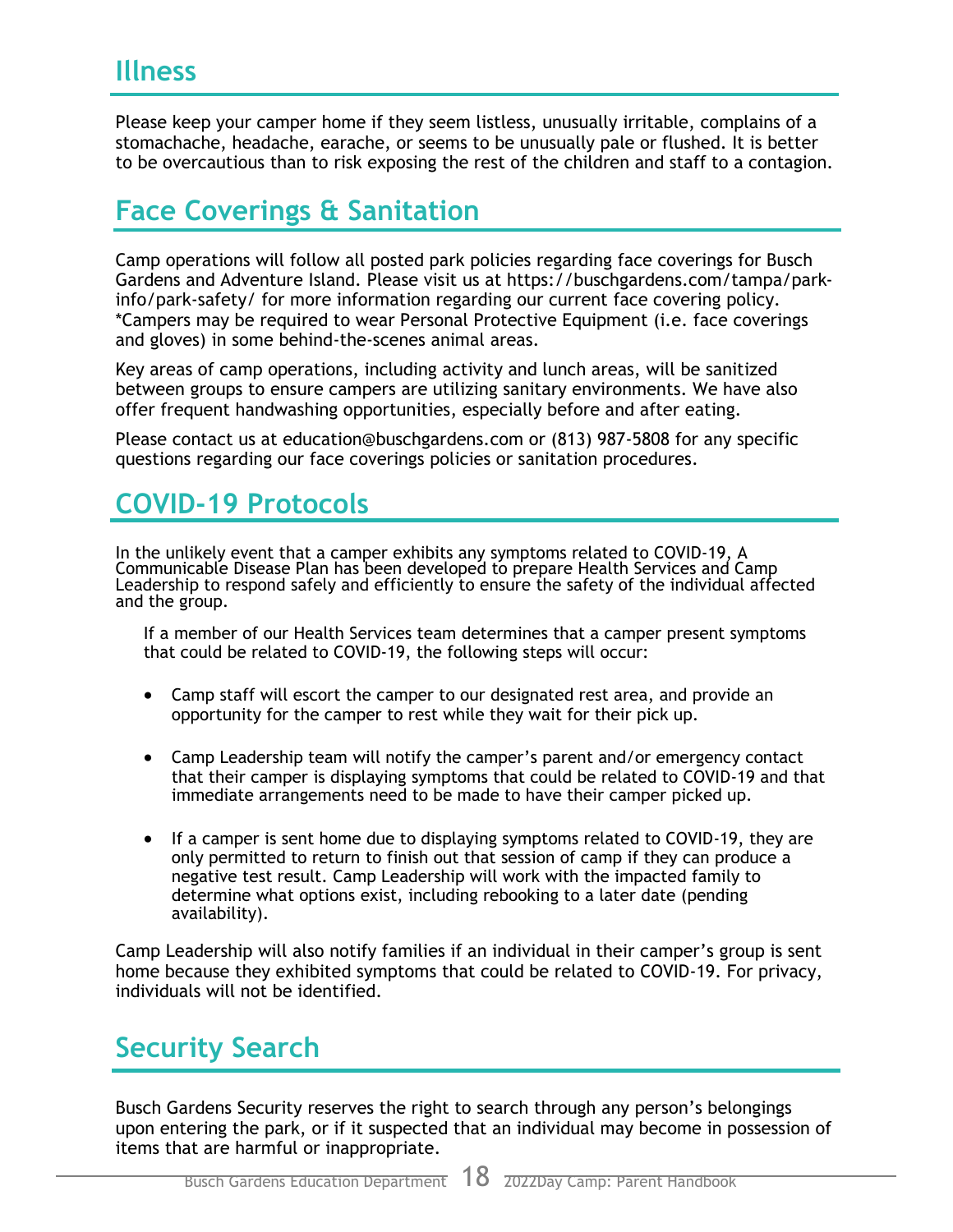## Illness

Please keep your camper home if they seem listless, unusually irritable, complains of a stomachache, headache, earache, or seems to be unusually pale or flushed. It is better to be overcautious than to risk exposing the rest of the children and staff to a contagion.

## Face Coverings & Sanitation

Camp operations will follow all posted park policies regarding face coverings for Busch Gardens and Adventure Island. Please visit us at https://buschgardens.com/tampa/park-info/park-safety/ for more information regarding our current face covering policy. *Campers may be required to wear Personal Protective Equipment (i.e. face coverings and gloves) in some behind-the-scenes animal areas.

Key areas of camp operations, including activity and lunch areas, will be sanitized between groups to ensure campers are utilizing sanitary environments. We have also offer frequent handwashing opportunities, especially before and after eating.

Please contact us at education@buschgardens.com or (813) 987-5808 for any specific questions regarding our face coverings policies or sanitation procedures.

## COVID-19 Protocols

In the unlikely event that a camper exhibits any symptoms related to COVID-19, A Communicable Disease Plan has been developed to prepare Health Services and Camp Leadership to respond safely and efficiently to ensure the safety of the individual affected and the group.

If a member of our Health Services team determines that a camper present symptoms that could be related to COVID-19, the following steps will occur:

- Camp staff will escort the camper to our designated rest area, and provide an opportunity for the camper to rest while they wait for their pick up.
- Camp Leadership team will notify the camper's parent and/or emergency contact that their camper is displaying symptoms that could be related to COVID-19 and that immediate arrangements need to be made to have their camper picked up.
- If a camper is sent home due to displaying symptoms related to COVID-19, they are only permitted to return to finish out that session of camp if they can produce a negative test result. Camp Leadership will work with the impacted family to determine what options exist, including rebooking to a later date (pending availability).

Camp Leadership will also notify families if an individual in their camper's group is sent home because they exhibited symptoms that could be related to COVID-19. For privacy, individuals will not be identified.

## Security Search

Busch Gardens Security reserves the right to search through any person's belongings upon entering the park, or if it suspected that an individual may become in possession of items that are harmful or inappropriate.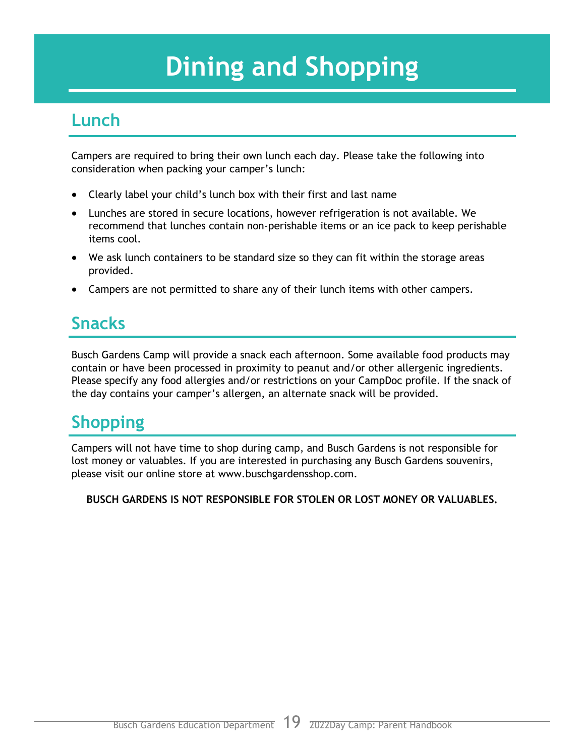# Dining and Shopping

## Lunch

Campers are required to bring their own lunch each day. Please take the following into consideration when packing your camper's lunch:

- Clearly label your child's lunch box with their first and last name
- Lunches are stored in secure locations, however refrigeration is not available. We recommend that lunches contain non-perishable items or an ice pack to keep perishable items cool.
- We ask lunch containers to be standard size so they can fit within the storage areas provided.
- Campers are not permitted to share any of their lunch items with other campers.

## Snacks

Busch Gardens Camp will provide a snack each afternoon. Some available food products may contain or have been processed in proximity to peanut and/or other allergenic ingredients. Please specify any food allergies and/or restrictions on your CampDoc profile. If the snack of the day contains your camper's allergen, an alternate snack will be provided.

## Shopping

Campers will not have time to shop during camp, and Busch Gardens is not responsible for lost money or valuables. If you are interested in purchasing any Busch Gardens souvenirs, please visit our online store at www.buschgardensshop.com.

**BUSCH GARDENS IS NOT RESPONSIBLE FOR STOLEN OR LOST MONEY OR VALUABLES.**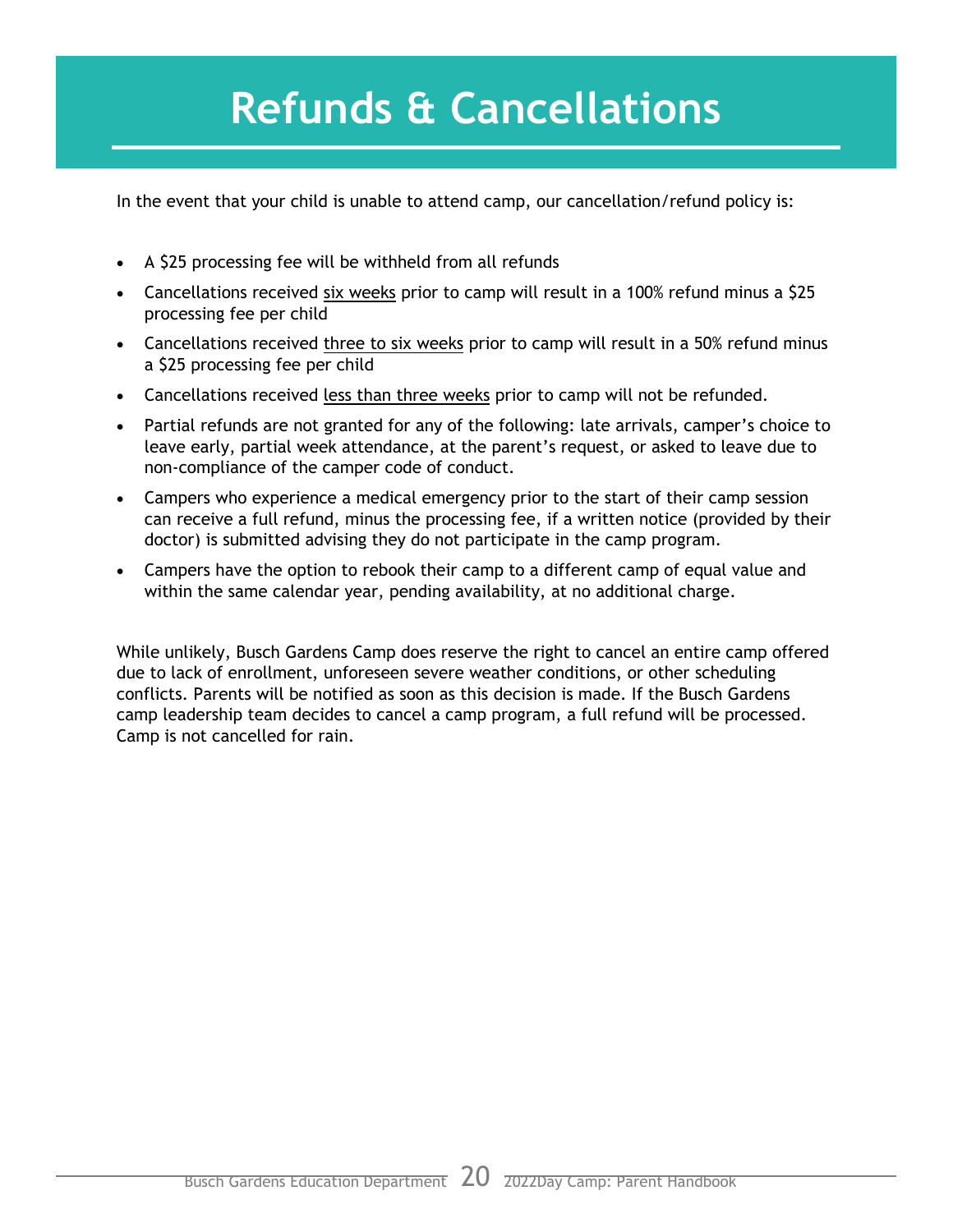# Refunds & Cancellations

In the event that your child is unable to attend camp, our cancellation/refund policy is:

- A $25 processing fee will be withheld from all refunds
- Cancellations received six weeks prior to camp will result in a 100% refund minus a $25 processing fee per child
- Cancellations received three to six weeks prior to camp will result in a 50% refund minus a $25 processing fee per child
- Cancellations received less than three weeks prior to camp will not be refunded.
- Partial refunds are not granted for any of the following: late arrivals, camper's choice to leave early, partial week attendance, at the parent's request, or asked to leave due to non-compliance of the camper code of conduct.
- Campers who experience a medical emergency prior to the start of their camp session can receive a full refund, minus the processing fee, if a written notice (provided by their doctor) is submitted advising they do not participate in the camp program.
- Campers have the option to rebook their camp to a different camp of equal value and within the same calendar year, pending availability, at no additional charge.

While unlikely, Busch Gardens Camp does reserve the right to cancel an entire camp offered due to lack of enrollment, unforeseen severe weather conditions, or other scheduling conflicts. Parents will be notified as soon as this decision is made. If the Busch Gardens camp leadership team decides to cancel a camp program, a full refund will be processed. Camp is not cancelled for rain.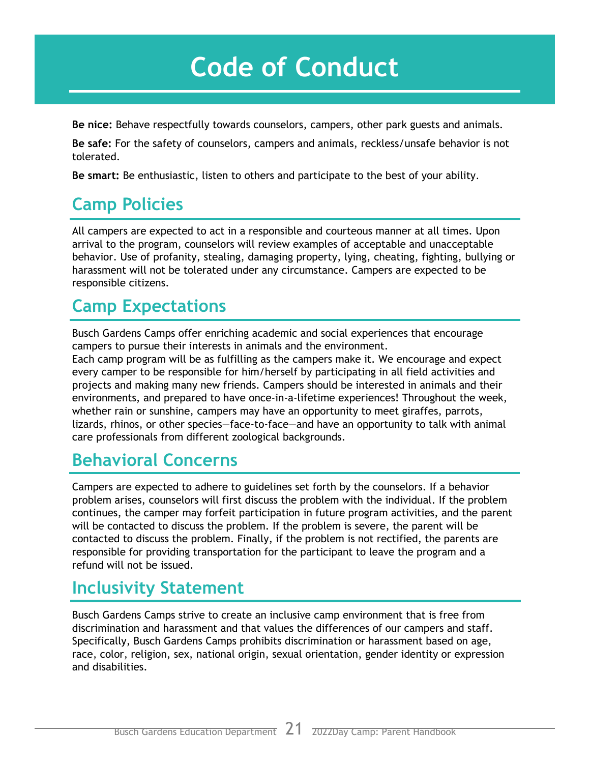# Code of Conduct

**Be nice:** Behave respectfully towards counselors, campers, other park guests and animals.

**Be safe:** For the safety of counselors, campers and animals, reckless/unsafe behavior is not tolerated.

**Be smart:** Be enthusiastic, listen to others and participate to the best of your ability.

## Camp Policies

All campers are expected to act in a responsible and courteous manner at all times. Upon arrival to the program, counselors will review examples of acceptable and unacceptable behavior. Use of profanity, stealing, damaging property, lying, cheating, fighting, bullying or harassment will not be tolerated under any circumstance. Campers are expected to be responsible citizens.

## Camp Expectations

Busch Gardens Camps offer enriching academic and social experiences that encourage campers to pursue their interests in animals and the environment.
Each camp program will be as fulfilling as the campers make it. We encourage and expect every camper to be responsible for him/herself by participating in all field activities and projects and making many new friends. Campers should be interested in animals and their environments, and prepared to have once-in-a-lifetime experiences! Throughout the week, whether rain or sunshine, campers may have an opportunity to meet giraffes, parrots, lizards, rhinos, or other species—face-to-face—and have an opportunity to talk with animal care professionals from different zoological backgrounds.

## Behavioral Concerns

Campers are expected to adhere to guidelines set forth by the counselors. If a behavior problem arises, counselors will first discuss the problem with the individual. If the problem continues, the camper may forfeit participation in future program activities, and the parent will be contacted to discuss the problem. If the problem is severe, the parent will be contacted to discuss the problem. Finally, if the problem is not rectified, the parents are responsible for providing transportation for the participant to leave the program and a refund will not be issued.

## Inclusivity Statement

Busch Gardens Camps strive to create an inclusive camp environment that is free from discrimination and harassment and that values the differences of our campers and staff. Specifically, Busch Gardens Camps prohibits discrimination or harassment based on age, race, color, religion, sex, national origin, sexual orientation, gender identity or expression and disabilities.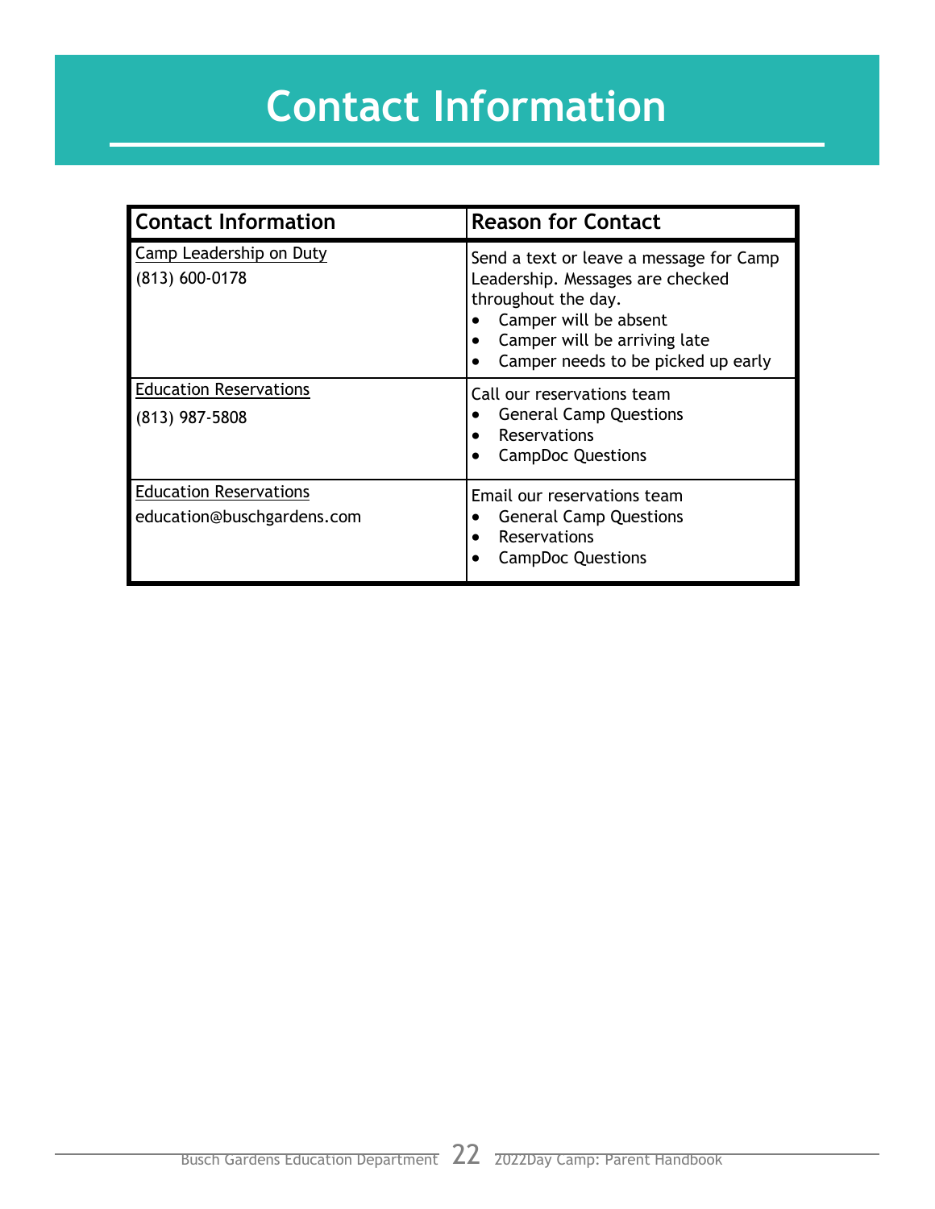# Contact Information

| Contact Information | Reason for Contact |
|---|---|
| Camp Leadership on Duty<br>(813) 600-0178 | Send a text or leave a message for Camp Leadership. Messages are checked throughout the day.<br>• Camper will be absent<br>• Camper will be arriving late<br>• Camper needs to be picked up early |
| Education Reservations<br>(813) 987-5808 | Call our reservations team<br>• General Camp Questions<br>• Reservations<br>• CampDoc Questions |
| Education Reservations<br>education@buschgardens.com | Email our reservations team<br>• General Camp Questions<br>• Reservations<br>• CampDoc Questions |